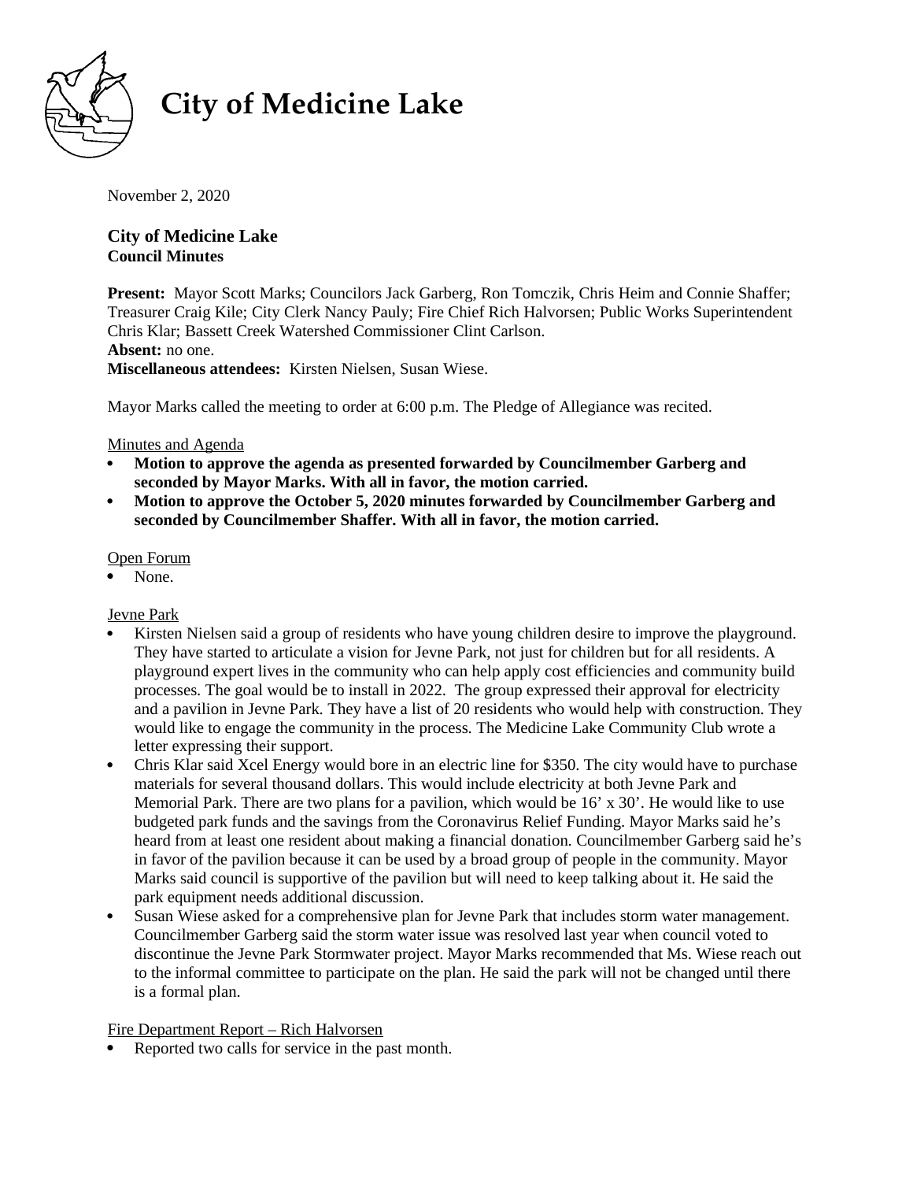# City of Medicine Lake

November 2, 2020

## City of Medicine Lake
**Council Minutes**

**Present:** Mayor Scott Marks; Councilors Jack Garberg, Ron Tomczik, Chris Heim and Connie Shaffer; Treasurer Craig Kile; City Clerk Nancy Pauly; Fire Chief Rich Halvorsen; Public Works Superintendent Chris Klar; Bassett Creek Watershed Commissioner Clint Carlson.
**Absent:** no one.
**Miscellaneous attendees:** Kirsten Nielsen, Susan Wiese.

Mayor Marks called the meeting to order at 6:00 p.m. The Pledge of Allegiance was recited.

Minutes and Agenda

- **Motion to approve the agenda as presented forwarded by Councilmember Garberg and seconded by Mayor Marks. With all in favor, the motion carried.**
- **Motion to approve the October 5, 2020 minutes forwarded by Councilmember Garberg and seconded by Councilmember Shaffer. With all in favor, the motion carried.**

Open Forum

- None.

Jevne Park

- Kirsten Nielsen said a group of residents who have young children desire to improve the playground. They have started to articulate a vision for Jevne Park, not just for children but for all residents. A playground expert lives in the community who can help apply cost efficiencies and community build processes. The goal would be to install in 2022. The group expressed their approval for electricity and a pavilion in Jevne Park. They have a list of 20 residents who would help with construction. They would like to engage the community in the process. The Medicine Lake Community Club wrote a letter expressing their support.
- Chris Klar said Xcel Energy would bore in an electric line for $350. The city would have to purchase materials for several thousand dollars. This would include electricity at both Jevne Park and Memorial Park. There are two plans for a pavilion, which would be 16' x 30'. He would like to use budgeted park funds and the savings from the Coronavirus Relief Funding. Mayor Marks said he's heard from at least one resident about making a financial donation. Councilmember Garberg said he's in favor of the pavilion because it can be used by a broad group of people in the community. Mayor Marks said council is supportive of the pavilion but will need to keep talking about it. He said the park equipment needs additional discussion.
- Susan Wiese asked for a comprehensive plan for Jevne Park that includes storm water management. Councilmember Garberg said the storm water issue was resolved last year when council voted to discontinue the Jevne Park Stormwater project. Mayor Marks recommended that Ms. Wiese reach out to the informal committee to participate on the plan. He said the park will not be changed until there is a formal plan.

Fire Department Report – Rich Halvorsen

- Reported two calls for service in the past month.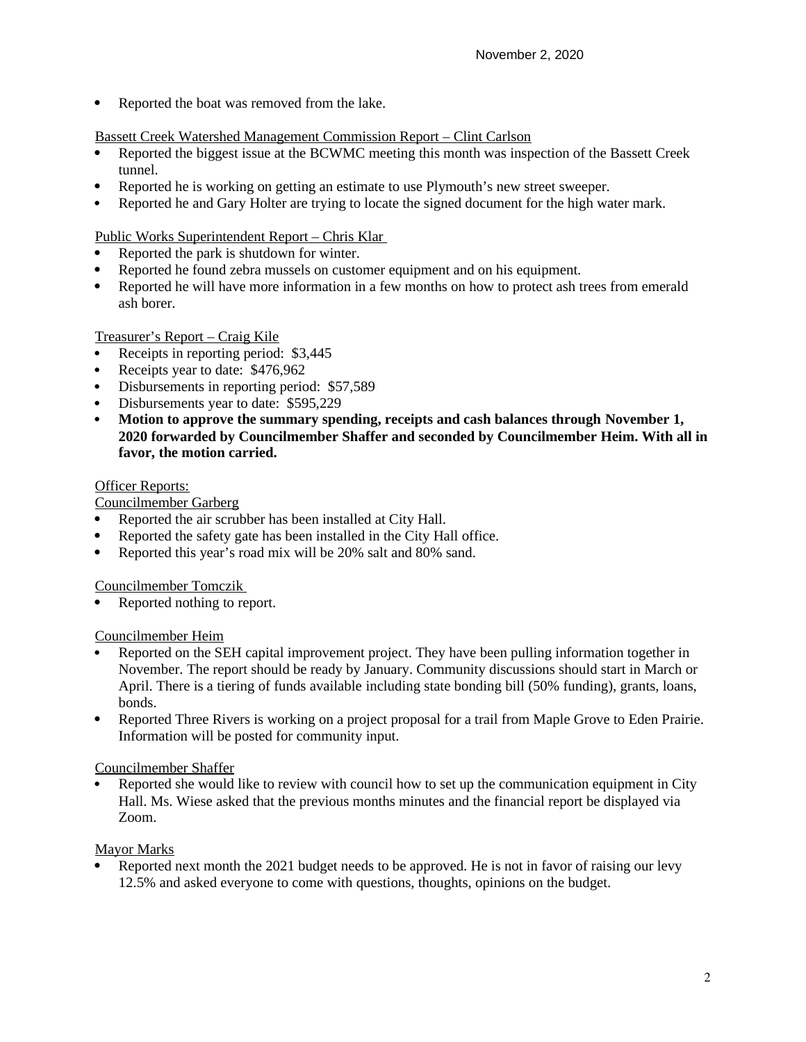- Reported the boat was removed from the lake.

Bassett Creek Watershed Management Commission Report – Clint Carlson

- Reported the biggest issue at the BCWMC meeting this month was inspection of the Bassett Creek tunnel.
- Reported he is working on getting an estimate to use Plymouth's new street sweeper.
- Reported he and Gary Holter are trying to locate the signed document for the high water mark.

Public Works Superintendent Report – Chris Klar

- Reported the park is shutdown for winter.
- Reported he found zebra mussels on customer equipment and on his equipment.
- Reported he will have more information in a few months on how to protect ash trees from emerald ash borer.

Treasurer's Report – Craig Kile

- Receipts in reporting period: $3,445
- Receipts year to date: $476,962
- Disbursements in reporting period: $57,589
- Disbursements year to date: $595,229
- **Motion to approve the summary spending, receipts and cash balances through November 1, 2020 forwarded by Councilmember Shaffer and seconded by Councilmember Heim. With all in favor, the motion carried.**

Officer Reports:

Councilmember Garberg

- Reported the air scrubber has been installed at City Hall.
- Reported the safety gate has been installed in the City Hall office.
- Reported this year's road mix will be 20% salt and 80% sand.

Councilmember Tomczik

- Reported nothing to report.

Councilmember Heim

- Reported on the SEH capital improvement project. They have been pulling information together in November. The report should be ready by January. Community discussions should start in March or April. There is a tiering of funds available including state bonding bill (50% funding), grants, loans, bonds.
- Reported Three Rivers is working on a project proposal for a trail from Maple Grove to Eden Prairie. Information will be posted for community input.

Councilmember Shaffer

- Reported she would like to review with council how to set up the communication equipment in City Hall. Ms. Wiese asked that the previous months minutes and the financial report be displayed via Zoom.

Mayor Marks

- Reported next month the 2021 budget needs to be approved. He is not in favor of raising our levy 12.5% and asked everyone to come with questions, thoughts, opinions on the budget.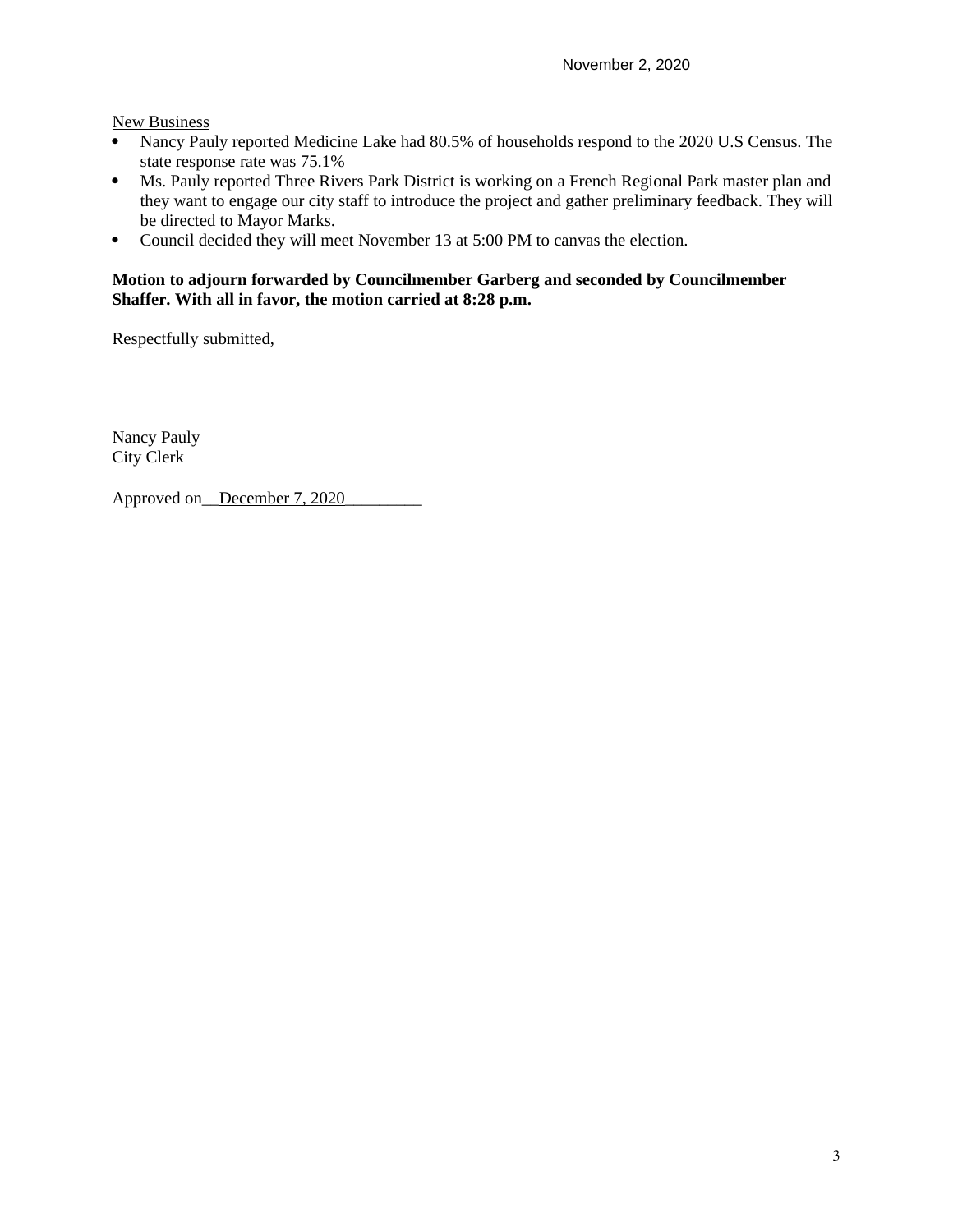New Business

- Nancy Pauly reported Medicine Lake had 80.5% of households respond to the 2020 U.S Census. The state response rate was 75.1%
- Ms. Pauly reported Three Rivers Park District is working on a French Regional Park master plan and they want to engage our city staff to introduce the project and gather preliminary feedback. They will be directed to Mayor Marks.
- Council decided they will meet November 13 at 5:00 PM to canvas the election.

**Motion to adjourn forwarded by Councilmember Garberg and seconded by Councilmember Shaffer. With all in favor, the motion carried at 8:28 p.m.**

Respectfully submitted,

Nancy Pauly
City Clerk

Approved on__December 7, 2020_________